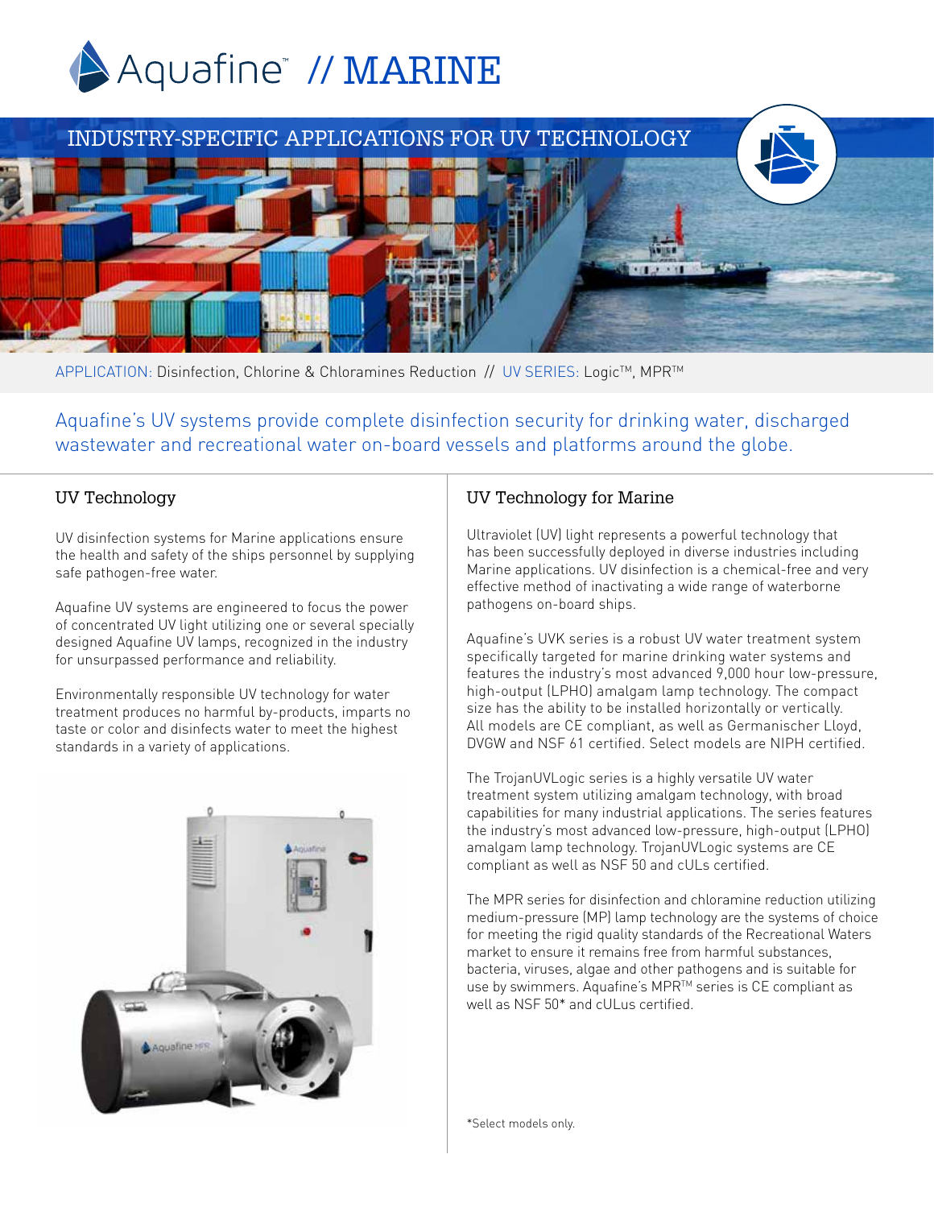# Aquafine™ // MARINE

## INDUSTRY-SPECIFIC APPLICATIONS FOR UV TECHNOLOGY

APPLICATION: Disinfection, Chlorine & Chloramines Reduction // UV SERIES: Logic™, MPR™

Aquafine's UV systems provide complete disinfection security for drinking water, discharged wastewater and recreational water on-board vessels and platforms around the globe.

### UV Technology

UV disinfection systems for Marine applications ensure the health and safety of the ships personnel by supplying safe pathogen-free water.

Aquafine UV systems are engineered to focus the power of concentrated UV light utilizing one or several specially designed Aquafine UV lamps, recognized in the industry for unsurpassed performance and reliability.

Environmentally responsible UV technology for water treatment produces no harmful by-products, imparts no taste or color and disinfects water to meet the highest standards in a variety of applications.

### UV Technology for Marine

Ultraviolet (UV) light represents a powerful technology that has been successfully deployed in diverse industries including Marine applications. UV disinfection is a chemical-free and very effective method of inactivating a wide range of waterborne pathogens on-board ships.

Aquafine's UVK series is a robust UV water treatment system specifically targeted for marine drinking water systems and features the industry's most advanced 9,000 hour low-pressure, high-output (LPHO) amalgam lamp technology. The compact size has the ability to be installed horizontally or vertically. All models are CE compliant, as well as Germanischer Lloyd, DVGW and NSF 61 certified. Select models are NIPH certified.

The TrojanUVLogic series is a highly versatile UV water treatment system utilizing amalgam technology, with broad capabilities for many industrial applications. The series features the industry's most advanced low-pressure, high-output (LPHO) amalgam lamp technology. TrojanUVLogic systems are CE compliant as well as NSF 50 and cULs certified.

The MPR series for disinfection and chloramine reduction utilizing medium-pressure (MP) lamp technology are the systems of choice for meeting the rigid quality standards of the Recreational Waters market to ensure it remains free from harmful substances, bacteria, viruses, algae and other pathogens and is suitable for use by swimmers. Aquafine's MPR™ series is CE compliant as well as NSF 50* and cULus certified.

*Select models only.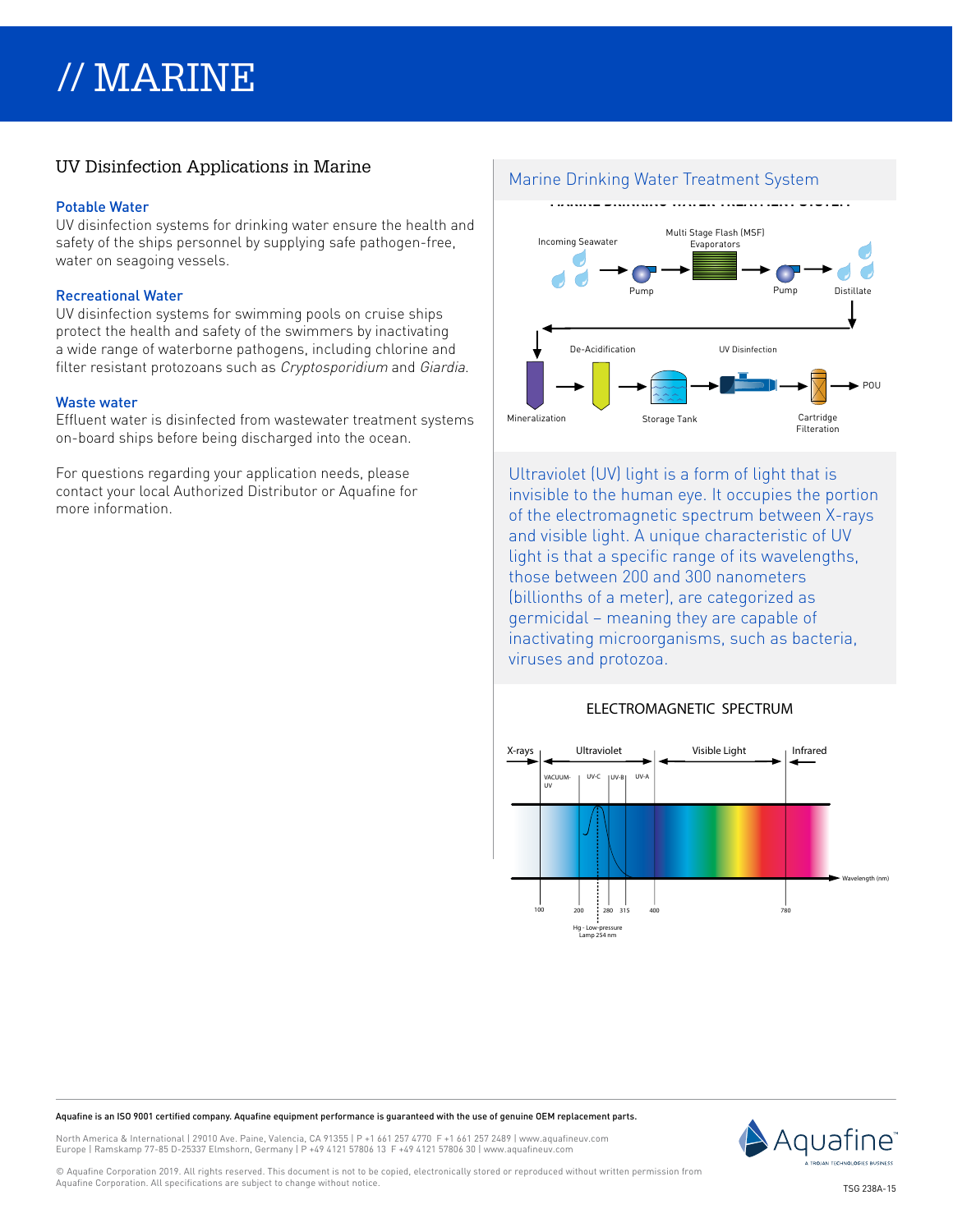# // MARINE

## UV Disinfection Applications in Marine

### Potable Water

UV disinfection systems for drinking water ensure the health and safety of the ships personnel by supplying safe pathogen-free, water on seagoing vessels.

### Recreational Water

UV disinfection systems for swimming pools on cruise ships protect the health and safety of the swimmers by inactivating a wide range of waterborne pathogens, including chlorine and filter resistant protozoans such as *Cryptosporidium* and *Giardia*.

### Waste water

Effluent water is disinfected from wastewater treatment systems on-board ships before being discharged into the ocean.

For questions regarding your application needs, please contact your local Authorized Distributor or Aquafine for more information.

## Marine Drinking Water Treatment System

Incoming Seawater
Pump
Multi Stage Flash (MSF) Evaporators
Pump
Distillate
Mineralization
De-Acidification
Storage Tank
UV Disinfection
Cartridge Filteration
POU

Ultraviolet (UV) light is a form of light that is invisible to the human eye. It occupies the portion of the electromagnetic spectrum between X-rays and visible light. A unique characteristic of UV light is that a specific range of its wavelengths, those between 200 and 300 nanometers (billionths of a meter), are categorized as germicidal – meaning they are capable of inactivating microorganisms, such as bacteria, viruses and protozoa.

## ELECTROMAGNETIC SPECTRUM

X-rays
Ultraviolet
Visible Light
Infrared
VACUUM-UV
UV-C
UV-B
UV-A
Wavelength (nm)
100
200
280
315
400
780
Hg - Low-pressure Lamp 254 nm

---

**Aquafine is an ISO 9001 certified company. Aquafine equipment performance is guaranteed with the use of genuine OEM replacement parts.**

North America & International | 29010 Ave. Paine, Valencia, CA 91355 | P +1 661 257 4770 F +1 661 257 2489 | www.aquafineuv.com
Europe | Ramskamp 77-85 D-25337 Elmshorn, Germany | P +49 4121 57806 13 F +49 4121 57806 30 | www.aquafineuv.com

© Aquafine Corporation 2019. All rights reserved. This document is not to be copied, electronically stored or reproduced without written permission from Aquafine Corporation. All specifications are subject to change without notice.

Aquafine™ A TROJAN TECHNOLOGIES BUSINESS

TSG 238A-15